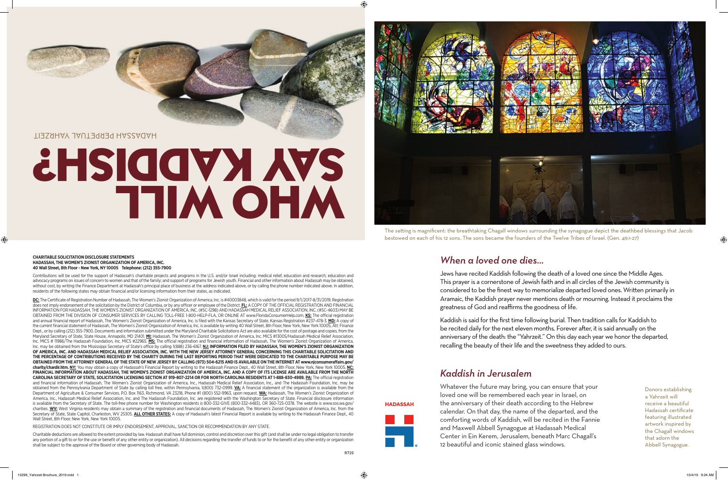# WHO WILL SAY KADDISH?

HADASSAH PERPETUAL YAHRZEIT

**CHARITABLE SOLICITATION DISCLOSURE STATEMENTS**
**HADASSAH, THE WOMEN'S ZIONIST ORGANIZATION OF AMERICA, INC.**
**40 Wall Street, 8th Floor - New York, NY 10005 Telephone: (212) 355-7900**

Contributions will be used for the support of Hadassah's charitable projects and programs in the U.S. and/or Israel including: medical relief, education and research; education and advocacy programs on issues of concern to women and that of the family; and support of programs for Jewish youth. Financial and other information about Hadassah may be obtained, without cost, by writing the Finance Department at Hadassah's principal place of business at the address indicated above, or by calling the phone number indicated above. In addition, residents of the following states may obtain financial and/or licensing information from their states, as indicated.

**DC:** The Certificate of Registration Number of Hadassah, The Women's Zionist Organization of America, Inc. is #40003848, which is valid for the period 9/1/2017-8/31/2019. Registration does not imply endorsement of the solicitation by the District of Columbia, or by any officer or employee of the District. **FL:** A COPY OF THE OFFICIAL REGISTRATION AND FINANCIAL INFORMATION FOR HADASSAH, THE WOMEN'S ZIONIST ORGANIZATION OF AMERICA, INC. (#SC-1298) AND HADASSAH MEDICAL RELIEF ASSOCIATION, INC. (#SC-4603) MAY BE OBTAINED FROM THE DIVISION OF CONSUMER SERVICES BY CALLING TOLL-FREE 1-800-HELP-FLA, OR ONLINE AT www.FloridaConsumerHelp.com. **KS:** The official registration and annual financial report of Hadassah, The Women's Zionist Organization of America, Inc. is filed with the Kansas Secretary of State. Kansas Registration #237-478-3. **MD:** A copy of the current financial statement of Hadassah, The Women's Zionist Organization of America, Inc. is available by writing 40 Wall Street, 8th Floor, New York, New York 10005, Att: Finance Dept., or by calling (212) 355-7900. Documents and information submitted under the Maryland Charitable Solicitations Act are also available for the cost of postage and copies, from the Maryland Secretary of State, State House, Annapolis, MD 21401. **MI:** Hadassah, The Women's Zionist Organization of America, Inc. MICS #13005/Hadassah Medical Relief Association, Inc. MICS # 11986/The Hadassah Foundation, Inc. MICS #22965. **MS:** The official registration and financial information of Hadassah, The Women's Zionist Organization of America, Inc. may be obtained from the Mississippi Secretary of State's office by calling 1(888) 236-6167. **NJ: INFORMATION FILED BY HADASSAH, THE WOMEN'S ZIONIST ORGANIZATION OF AMERICA, INC. AND HADASSAH MEDICAL RELIEF ASSOCIATION, INC. WITH THE NEW JERSEY ATTORNEY GENERAL CONCERNING THIS CHARITABLE SOLICITATION AND THE PERCENTAGE OF CONTRIBUTIONS RECEIVED BY THE CHARITY DURING THE LAST REPORTING PERIOD THAT WERE DEDICATED TO THE CHARITABLE PURPOSE MAY BE OBTAINED FROM THE ATTORNEY GENERAL OF THE STATE OF NEW JERSEY BY CALLING (973) 504-6215 AND IS AVAILABLE ON THE INTERNET AT www.njconsumeraffairs.gov/charity/chardir.htm. NY:** You may obtain a copy of Hadassah's Financial Report by writing to the Hadassah Finance Dept., 40 Wall Street, 8th Floor, New York, New York 10005. **NC: FINANCIAL INFORMATION ABOUT HADASSAH, THE WOMEN'S ZIONIST ORGANIZATION OF AMERICA, INC. AND A COPY OF ITS LICENSE ARE AVAILABLE FROM THE NORTH CAROLINA SECRETARY OF STATE, SOLICITATION LICENSING SECTION AT 919-807-2214 OR FOR NORTH CAROLINA RESIDENTS AT 1-888-830-4989. PA:** The official registration and financial information of Hadassah, The Women's Zionist Organization of America, Inc., Hadassah Medical Relief Association, Inc., and The Hadassah Foundation, Inc. may be obtained from the Pennsylvania Department of State by calling toll free, within Pennsylvania, 1(800) 732-0999. **VA:** A financial statement of the organization is available from the Department of Agriculture & Consumer Services, P.O. Box 1163, Richmond, VA 23218, Phone #1 (800) 552-9963, upon request. **WA:** Hadassah, The Women's Zionist Organization of America, Inc., Hadassah Medical Relief Association, Inc. and The Hadassah Foundation, Inc. are registered with the Washington Secretary of State. Financial disclosure information is available from the Secretary of State. The toll-free phone number for Washington residents is 800-332-GIVE (800-332-4483), OR 360-725-0378. The website is www.sos.wa.gov/charities. **WV:** West Virginia residents may obtain a summary of the registration and financial documents of Hadassah, The Women's Zionist Organization of America, Inc. from the Secretary of State, State Capitol, Charleston, WV 25305. **ALL OTHER STATES:** A copy of Hadassah's latest Financial Report is available by writing to the Hadassah Finance Dept., 40 Wall Street, 8th Floor, New York, New York 10005.

REGISTRATION DOES NOT CONSTITUTE OR IMPLY ENDORSEMENT, APPROVAL, SANCTION OR RECOMMENDATION BY ANY STATE.

Charitable deductions are allowed to the extent provided by law. Hadassah shall have full dominion, control and discretion over this gift (and shall be under no legal obligation to transfer any portion of a gift to or for the use or benefit of any other entity or organization). All decisions regarding the transfer of funds to or for the benefit of any other entity or organization shall be subject to the approval of the Board or other governing body of Hadassah.

R720

The setting is magnificent: the breathtaking Chagall windows surrounding the synagogue depict the deathbed blessings that Jacob bestowed on each of his 12 sons. The sons became the founders of the Twelve Tribes of Israel. (Gen. 49:1-27)

## *When a loved one dies…*

Jews have recited Kaddish following the death of a loved one since the Middle Ages. This prayer is a cornerstone of Jewish faith and in all circles of the Jewish community is considered to be the finest way to memorialize departed loved ones. Written primarily in Aramaic, the Kaddish prayer never mentions death or mourning. Instead it proclaims the greatness of God and reaffirms the goodness of life.

Kaddish is said for the first time following burial. Then tradition calls for Kaddish to be recited daily for the next eleven months. Forever after, it is said annually on the anniversary of the death: the "Yahrzeit." On this day each year we honor the departed, recalling the beauty of their life and the sweetness they added to ours.

## *Kaddish in Jerusalem*

Whatever the future may bring, you can ensure that your loved one will be remembered each year in Israel, on the anniversary of their death according to the Hebrew calendar. On that day, the name of the departed, and the comforting words of Kaddish, will be recited in the Fannie and Maxwell Abbell Synagogue at Hadassah Medical Center in Ein Kerem, Jerusalem, beneath Marc Chagall's 12 beautiful and iconic stained glass windows.

Donors establishing a Yahrzeit will receive a beautiful Hadassah certificate featuring illustrated artwork inspired by the Chagall windows that adorn the Abbell Synagogue.

HADASSAH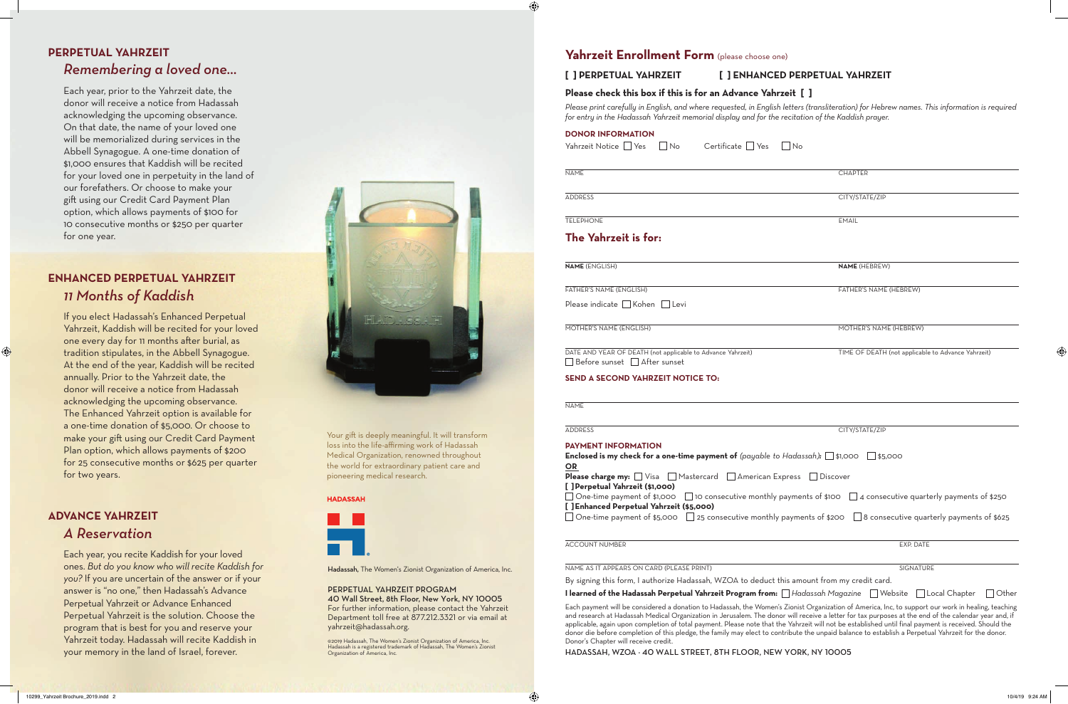## PERPETUAL YAHRZEIT

### *Remembering a loved one...*

Each year, prior to the Yahrzeit date, the donor will receive a notice from Hadassah acknowledging the upcoming observance. On that date, the name of your loved one will be memorialized during services in the Abbell Synagogue. A one-time donation of $1,000 ensures that Kaddish will be recited for your loved one in perpetuity in the land of our forefathers. Or choose to make your gift using our Credit Card Payment Plan option, which allows payments of $100 for 10 consecutive months or $250 per quarter for one year.

## ENHANCED PERPETUAL YAHRZEIT

### *11 Months of Kaddish*

If you elect Hadassah's Enhanced Perpetual Yahrzeit, Kaddish will be recited for your loved one every day for 11 months after burial, as tradition stipulates, in the Abbell Synagogue. At the end of the year, Kaddish will be recited annually. Prior to the Yahrzeit date, the donor will receive a notice from Hadassah acknowledging the upcoming observance. The Enhanced Yahrzeit option is available for a one-time donation of $5,000. Or choose to make your gift using our Credit Card Payment Plan option, which allows payments of $200 for 25 consecutive months or $625 per quarter for two years.

## ADVANCE YAHRZEIT

### *A Reservation*

Each year, you recite Kaddish for your loved ones. *But do you know who will recite Kaddish for you?* If you are uncertain of the answer or if your answer is "no one," then Hadassah's Advance Perpetual Yahrzeit or Advance Enhanced Perpetual Yahrzeit is the solution. Choose the program that is best for you and reserve your Yahrzeit today. Hadassah will recite Kaddish in your memory in the land of Israel, forever.

Your gift is deeply meaningful. It will transform loss into the life-affirming work of Hadassah Medical Organization, renowned throughout the world for extraordinary patient care and pioneering medical research.

HADASSAH

**Hadassah,** The Women's Zionist Organization of America, Inc.

PERPETUAL YAHRZEIT PROGRAM
**40 Wall Street, 8th Floor, New York, NY 10005**
For further information, please contact the Yahrzeit Department toll free at 877.212.3321 or via email at yahrzeit@hadassah.org.

©2019 Hadassah, The Women's Zionist Organization of America, Inc. Hadassah is a registered trademark of Hadassah, The Women's Zionist Organization of America, Inc.

## Yahrzeit Enrollment Form (please choose one)

**[ ] PERPETUAL YAHRZEIT** **[ ] ENHANCED PERPETUAL YAHRZEIT**

**Please check this box if this is for an Advance Yahrzeit [ ]**

*Please print carefully in English, and where requested, in English letters (transliteration) for Hebrew names. This information is required for entry in the Hadassah Yahrzeit memorial display and for the recitation of the Kaddish prayer.*

**DONOR INFORMATION**

Yahrzeit Notice ☐ Yes ☐ No Certificate ☐ Yes ☐ No

NAME ____________________ CHAPTER ____________________

ADDRESS ____________________ CITY/STATE/ZIP ____________________

TELEPHONE ____________________ EMAIL ____________________

### The Yahrzeit is for:

**NAME** (ENGLISH) ____________________ **NAME** (HEBREW) ____________________

FATHER'S NAME (ENGLISH) ____________________ FATHER'S NAME (HEBREW) ____________________

Please indicate ☐ Kohen ☐ Levi

MOTHER'S NAME (ENGLISH) ____________________ MOTHER'S NAME (HEBREW) ____________________

DATE AND YEAR OF DEATH (not applicable to Advance Yahrzeit) ____________________ TIME OF DEATH (not applicable to Advance Yahrzeit) ____________________

☐ Before sunset ☐ After sunset

**SEND A SECOND YAHRZEIT NOTICE TO:**

NAME ____________________

ADDRESS ____________________ CITY/STATE/ZIP ____________________

**PAYMENT INFORMATION**

**Enclosed is my check for a one-time payment of** *(payable to Hadassah)*: ☐ $1,000 ☐ $5,000

**OR**

**Please charge my:** ☐ Visa ☐ Mastercard ☐ American Express ☐ Discover

**[ ] Perpetual Yahrzeit ($1,000)**

☐ One-time payment of $1,000 ☐ 10 consecutive monthly payments of $100 ☐ 4 consecutive quarterly payments of $250

**[ ] Enhanced Perpetual Yahrzeit ($5,000)**

☐ One-time payment of $5,000 ☐ 25 consecutive monthly payments of $200 ☐ 8 consecutive quarterly payments of $625

ACCOUNT NUMBER ____________________ EXP. DATE ____________________

NAME AS IT APPEARS ON CARD (PLEASE PRINT) ____________________ SIGNATURE ____________________

By signing this form, I authorize Hadassah, WZOA to deduct this amount from my credit card.

**I learned of the Hadassah Perpetual Yahrzeit Program from:** ☐ *Hadassah Magazine* ☐ Website ☐ Local Chapter ☐ Other

Each payment will be considered a donation to Hadassah, The Women's Zionist Organization of America, Inc, to support our work in healing, teaching and research at Hadassah Medical Organization in Jerusalem. The donor will receive a letter for tax purposes at the end of the calendar year and, if applicable, again upon completion of total payment. Please note that the Yahrzeit will not be established until final payment is received. Should the donor die before completion of this pledge, the family may elect to contribute the unpaid balance to establish a Perpetual Yahrzeit for the donor. Donor's Chapter will receive credit.

HADASSAH, WZOA · 40 WALL STREET, 8TH FLOOR, NEW YORK, NY 10005